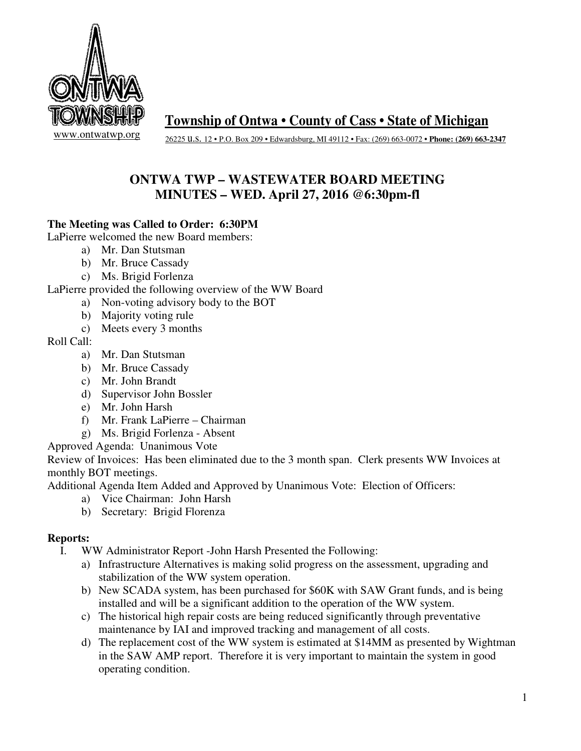www.ontwatwp.org

**Township of Ontwa • County of Cass • State of Michigan**

26225 U.S. 12 • P.O. Box 209 • Edwardsburg, MI 49112 • Fax: (269) 663-0072 • **Phone: (269) 663-2347**

# ONTWA TWP – WASTEWATER BOARD MEETING
# MINUTES – WED. April 27, 2016 @6:30pm-fl

**The Meeting was Called to Order: 6:30PM**

LaPierre welcomed the new Board members:

a) Mr. Dan Stutsman
b) Mr. Bruce Cassady
c) Ms. Brigid Forlenza

LaPierre provided the following overview of the WW Board

a) Non-voting advisory body to the BOT
b) Majority voting rule
c) Meets every 3 months

Roll Call:

a) Mr. Dan Stutsman
b) Mr. Bruce Cassady
c) Mr. John Brandt
d) Supervisor John Bossler
e) Mr. John Harsh
f) Mr. Frank LaPierre – Chairman
g) Ms. Brigid Forlenza - Absent

Approved Agenda: Unanimous Vote

Review of Invoices: Has been eliminated due to the 3 month span. Clerk presents WW Invoices at monthly BOT meetings.

Additional Agenda Item Added and Approved by Unanimous Vote: Election of Officers:

a) Vice Chairman: John Harsh
b) Secretary: Brigid Florenza

**Reports:**

I. WW Administrator Report -John Harsh Presented the Following:
   a) Infrastructure Alternatives is making solid progress on the assessment, upgrading and stabilization of the WW system operation.
   b) New SCADA system, has been purchased for $60K with SAW Grant funds, and is being installed and will be a significant addition to the operation of the WW system.
   c) The historical high repair costs are being reduced significantly through preventative maintenance by IAI and improved tracking and management of all costs.
   d) The replacement cost of the WW system is estimated at $14MM as presented by Wightman in the SAW AMP report. Therefore it is very important to maintain the system in good operating condition.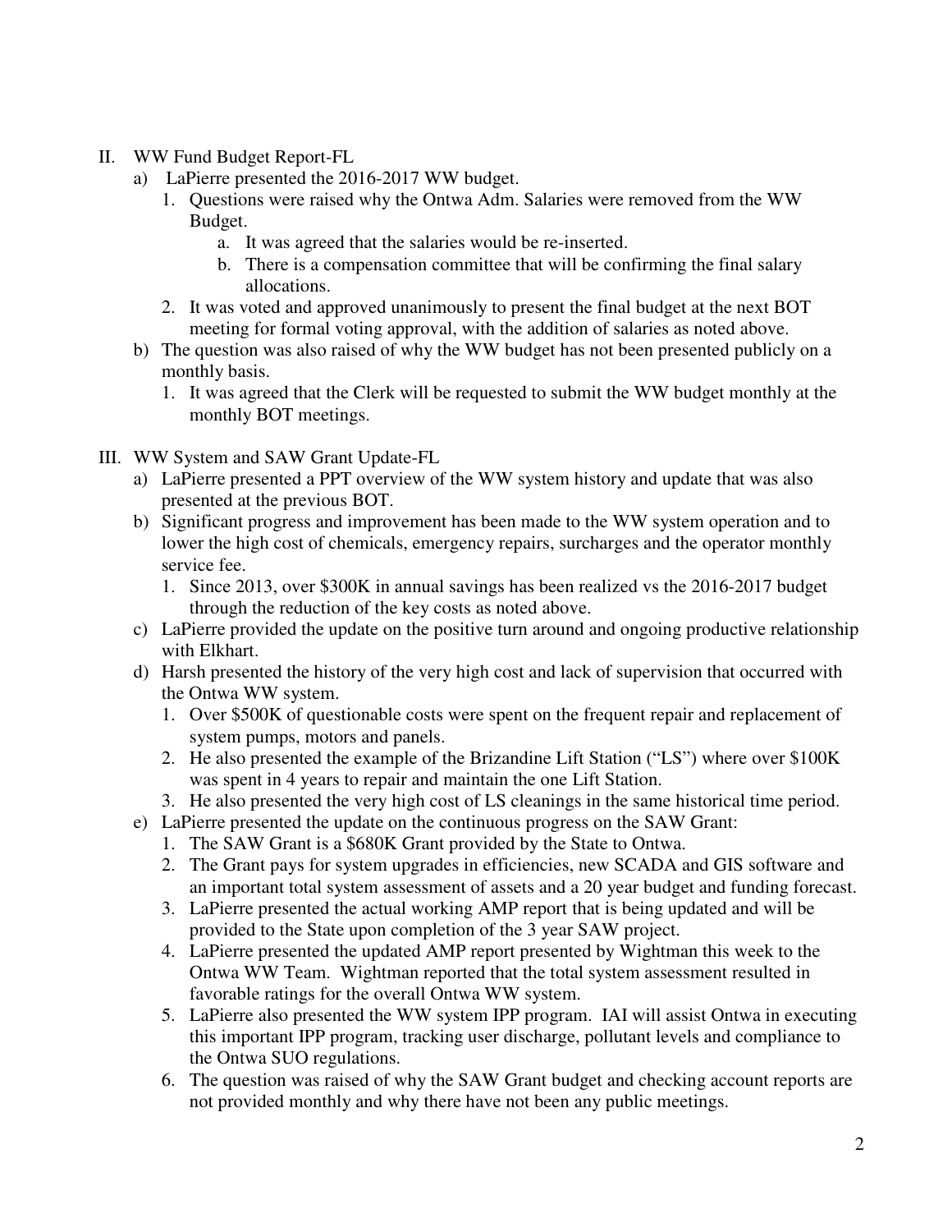II. WW Fund Budget Report-FL

a) LaPierre presented the 2016-2017 WW budget.

1. Questions were raised why the Ontwa Adm. Salaries were removed from the WW Budget.
   a. It was agreed that the salaries would be re-inserted.
   b. There is a compensation committee that will be confirming the final salary allocations.
2. It was voted and approved unanimously to present the final budget at the next BOT meeting for formal voting approval, with the addition of salaries as noted above.

b) The question was also raised of why the WW budget has not been presented publicly on a monthly basis.

1. It was agreed that the Clerk will be requested to submit the WW budget monthly at the monthly BOT meetings.

III. WW System and SAW Grant Update-FL

a) LaPierre presented a PPT overview of the WW system history and update that was also presented at the previous BOT.

b) Significant progress and improvement has been made to the WW system operation and to lower the high cost of chemicals, emergency repairs, surcharges and the operator monthly service fee.

1. Since 2013, over $300K in annual savings has been realized vs the 2016-2017 budget through the reduction of the key costs as noted above.

c) LaPierre provided the update on the positive turn around and ongoing productive relationship with Elkhart.

d) Harsh presented the history of the very high cost and lack of supervision that occurred with the Ontwa WW system.

1. Over $500K of questionable costs were spent on the frequent repair and replacement of system pumps, motors and panels.
2. He also presented the example of the Brizandine Lift Station ("LS") where over $100K was spent in 4 years to repair and maintain the one Lift Station.
3. He also presented the very high cost of LS cleanings in the same historical time period.

e) LaPierre presented the update on the continuous progress on the SAW Grant:

1. The SAW Grant is a $680K Grant provided by the State to Ontwa.
2. The Grant pays for system upgrades in efficiencies, new SCADA and GIS software and an important total system assessment of assets and a 20 year budget and funding forecast.
3. LaPierre presented the actual working AMP report that is being updated and will be provided to the State upon completion of the 3 year SAW project.
4. LaPierre presented the updated AMP report presented by Wightman this week to the Ontwa WW Team. Wightman reported that the total system assessment resulted in favorable ratings for the overall Ontwa WW system.
5. LaPierre also presented the WW system IPP program. IAI will assist Ontwa in executing this important IPP program, tracking user discharge, pollutant levels and compliance to the Ontwa SUO regulations.
6. The question was raised of why the SAW Grant budget and checking account reports are not provided monthly and why there have not been any public meetings.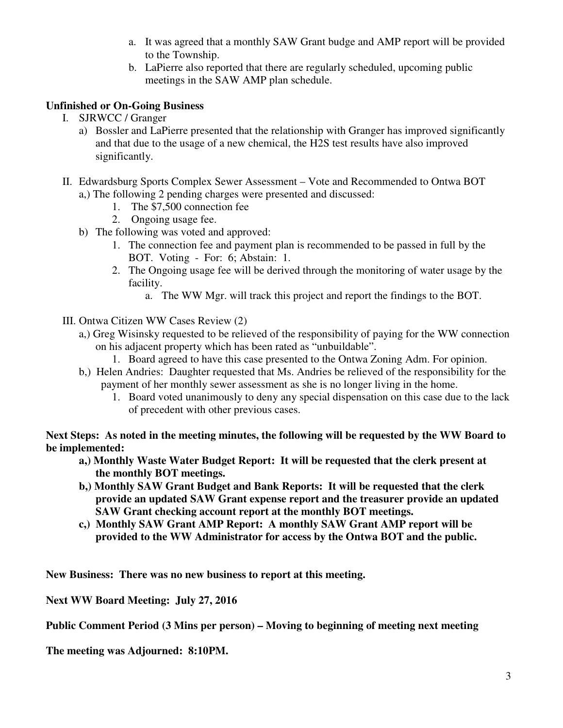a. It was agreed that a monthly SAW Grant budge and AMP report will be provided to the Township.
b. LaPierre also reported that there are regularly scheduled, upcoming public meetings in the SAW AMP plan schedule.

**Unfinished or On-Going Business**

I. SJRWCC / Granger
   a) Bossler and LaPierre presented that the relationship with Granger has improved significantly and that due to the usage of a new chemical, the $H_2S$ test results have also improved significantly.

II. Edwardsburg Sports Complex Sewer Assessment – Vote and Recommended to Ontwa BOT
   a,) The following 2 pending charges were presented and discussed:
      1. The $7,500 connection fee
      2. Ongoing usage fee.
   b) The following was voted and approved:
      1. The connection fee and payment plan is recommended to be passed in full by the BOT. Voting - For: 6; Abstain: 1.
      2. The Ongoing usage fee will be derived through the monitoring of water usage by the facility.
         a. The WW Mgr. will track this project and report the findings to the BOT.

III. Ontwa Citizen WW Cases Review (2)
   a,) Greg Wisinsky requested to be relieved of the responsibility of paying for the WW connection on his adjacent property which has been rated as "unbuildable".
      1. Board agreed to have this case presented to the Ontwa Zoning Adm. For opinion.
   b,) Helen Andries: Daughter requested that Ms. Andries be relieved of the responsibility for the payment of her monthly sewer assessment as she is no longer living in the home.
      1. Board voted unanimously to deny any special dispensation on this case due to the lack of precedent with other previous cases.

**Next Steps: As noted in the meeting minutes, the following will be requested by the WW Board to be implemented:**

**a,) Monthly Waste Water Budget Report: It will be requested that the clerk present at the monthly BOT meetings.**

**b,) Monthly SAW Grant Budget and Bank Reports: It will be requested that the clerk provide an updated SAW Grant expense report and the treasurer provide an updated SAW Grant checking account report at the monthly BOT meetings.**

**c,) Monthly SAW Grant AMP Report: A monthly SAW Grant AMP report will be provided to the WW Administrator for access by the Ontwa BOT and the public.**

**New Business: There was no new business to report at this meeting.**

**Next WW Board Meeting: July 27, 2016**

**Public Comment Period (3 Mins per person) – Moving to beginning of meeting next meeting**

**The meeting was Adjourned: 8:10PM.**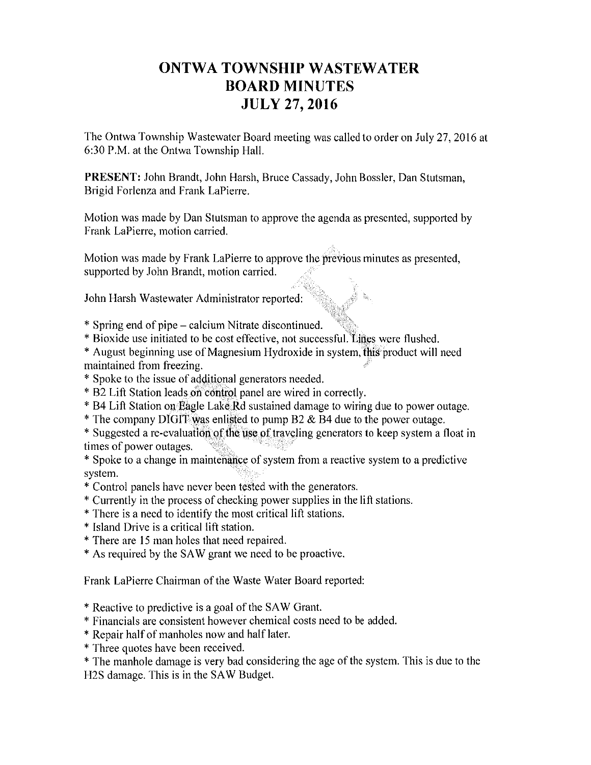# ONTWA TOWNSHIP WASTEWATER BOARD MINUTES JULY 27, 2016

The Ontwa Township Wastewater Board meeting was called to order on July 27, 2016 at 6:30 P.M. at the Ontwa Township Hall.

**PRESENT:** John Brandt, John Harsh, Bruce Cassady, John Bossler, Dan Stutsman, Brigid Forlenza and Frank LaPierre.

Motion was made by Dan Stutsman to approve the agenda as presented, supported by Frank LaPierre, motion carried.

Motion was made by Frank LaPierre to approve the previous minutes as presented, supported by John Brandt, motion carried.

John Harsh Wastewater Administrator reported:

* Spring end of pipe – calcium Nitrate discontinued.
* Bioxide use initiated to be cost effective, not successful. Lines were flushed.
* August beginning use of Magnesium Hydroxide in system, this product will need maintained from freezing.
* Spoke to the issue of additional generators needed.
* B2 Lift Station leads on control panel are wired in correctly.
* B4 Lift Station on Eagle Lake Rd sustained damage to wiring due to power outage.
* The company DIGIT was enlisted to pump B2 & B4 due to the power outage.
* Suggested a re-evaluation of the use of traveling generators to keep system a float in times of power outages.
* Spoke to a change in maintenance of system from a reactive system to a predictive system.
* Control panels have never been tested with the generators.
* Currently in the process of checking power supplies in the lift stations.
* There is a need to identify the most critical lift stations.
* Island Drive is a critical lift station.
* There are 15 man holes that need repaired.
* As required by the SAW grant we need to be proactive.

Frank LaPierre Chairman of the Waste Water Board reported:

* Reactive to predictive is a goal of the SAW Grant.
* Financials are consistent however chemical costs need to be added.
* Repair half of manholes now and half later.
* Three quotes have been received.
* The manhole damage is very bad considering the age of the system. This is due to the $H_2S$ damage. This is in the SAW Budget.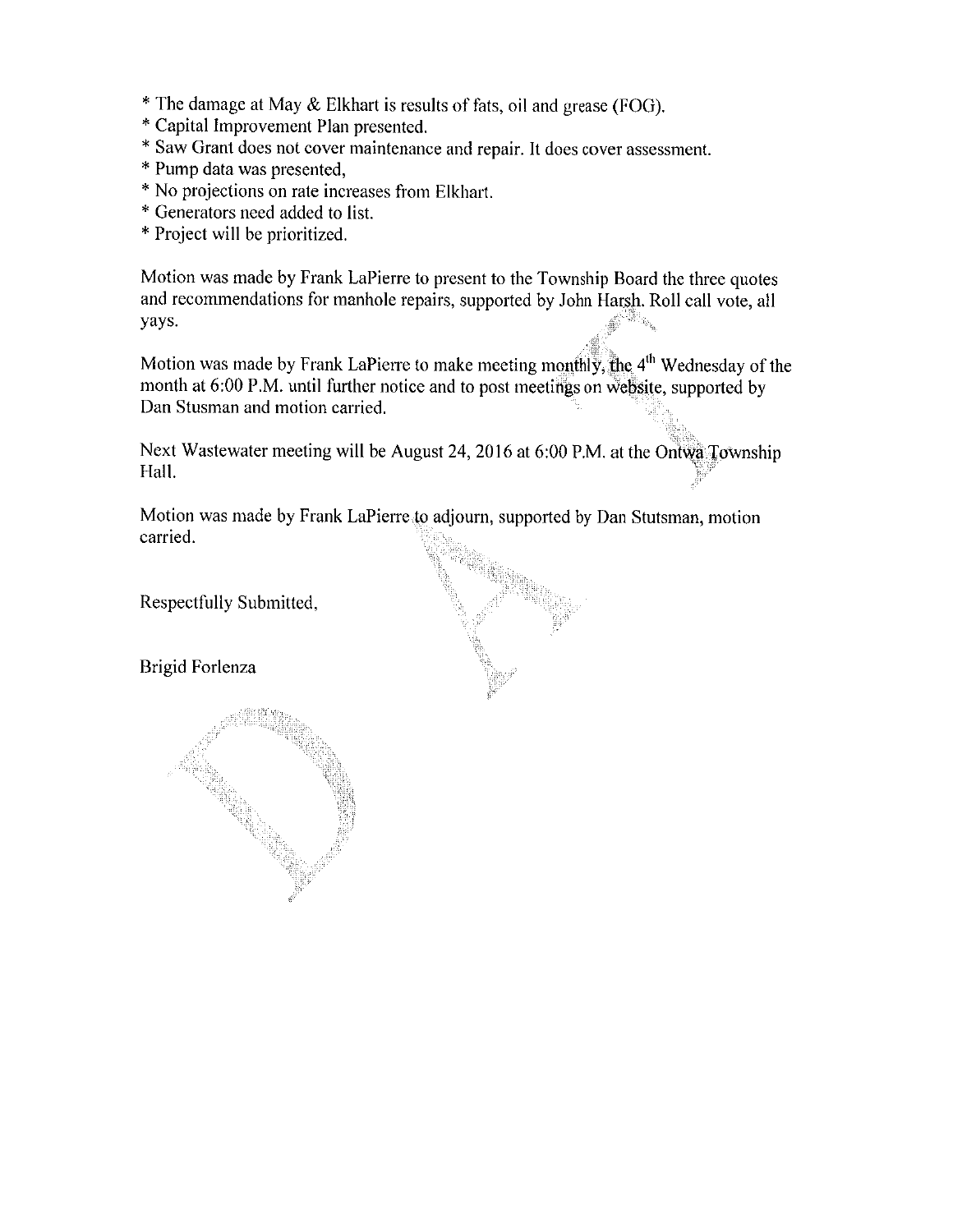* The damage at May & Elkhart is results of fats, oil and grease (FOG).
* Capital Improvement Plan presented.
* Saw Grant does not cover maintenance and repair. It does cover assessment.
* Pump data was presented,
* No projections on rate increases from Elkhart.
* Generators need added to list.
* Project will be prioritized.

Motion was made by Frank LaPierre to present to the Township Board the three quotes and recommendations for manhole repairs, supported by John Harsh. Roll call vote, all yays.

Motion was made by Frank LaPierre to make meeting monthly, the 4th Wednesday of the month at 6:00 P.M. until further notice and to post meetings on website, supported by Dan Stusman and motion carried.

Next Wastewater meeting will be August 24, 2016 at 6:00 P.M. at the Ontwa Township Hall.

Motion was made by Frank LaPierre to adjourn, supported by Dan Stutsman, motion carried.

Respectfully Submitted,

Brigid Forlenza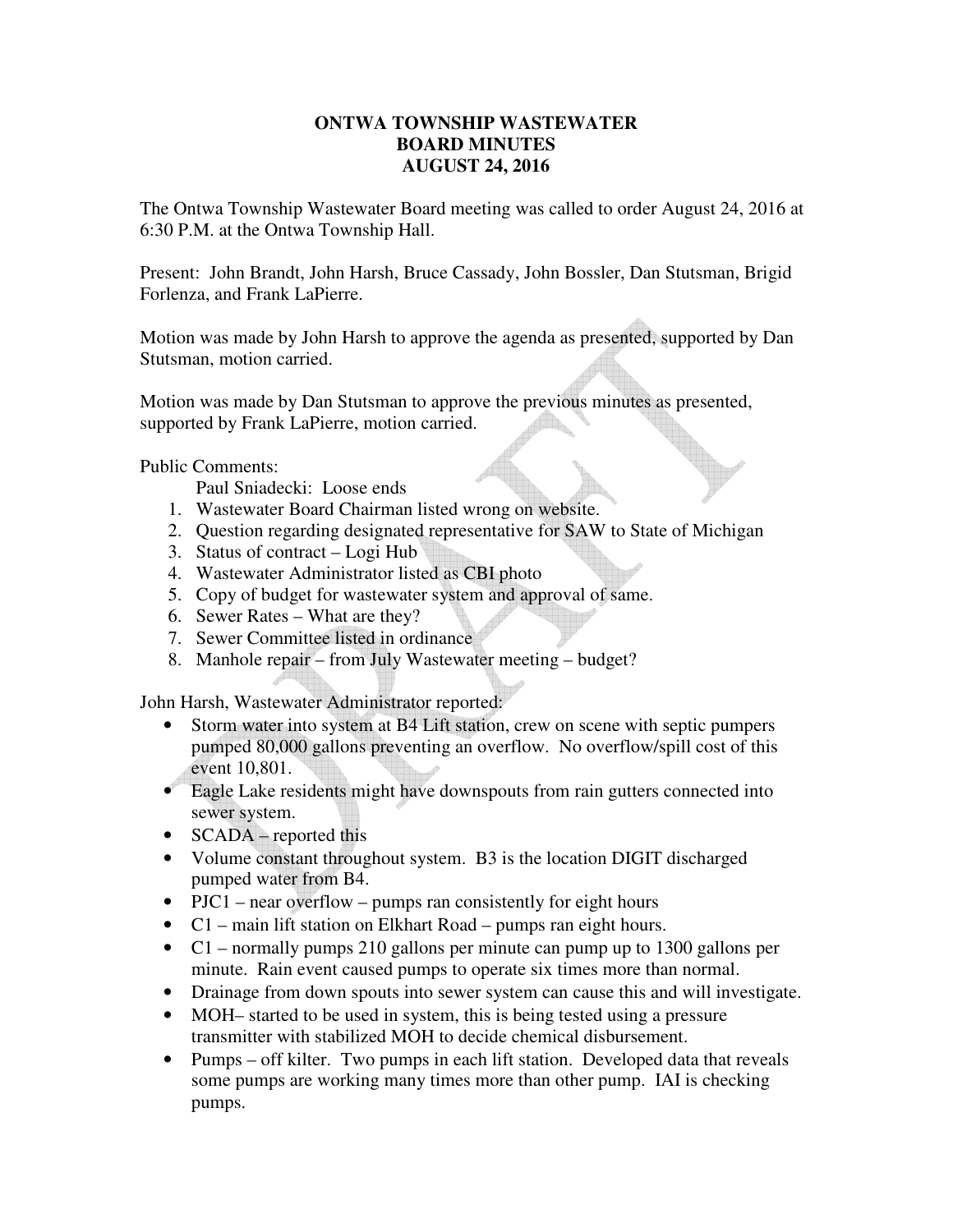# ONTWA TOWNSHIP WASTEWATER BOARD MINUTES AUGUST 24, 2016

The Ontwa Township Wastewater Board meeting was called to order August 24, 2016 at 6:30 P.M. at the Ontwa Township Hall.

Present: John Brandt, John Harsh, Bruce Cassady, John Bossler, Dan Stutsman, Brigid Forlenza, and Frank LaPierre.

Motion was made by John Harsh to approve the agenda as presented, supported by Dan Stutsman, motion carried.

Motion was made by Dan Stutsman to approve the previous minutes as presented, supported by Frank LaPierre, motion carried.

Public Comments:

Paul Sniadecki: Loose ends

1. Wastewater Board Chairman listed wrong on website.
2. Question regarding designated representative for SAW to State of Michigan
3. Status of contract – Logi Hub
4. Wastewater Administrator listed as CBI photo
5. Copy of budget for wastewater system and approval of same.
6. Sewer Rates – What are they?
7. Sewer Committee listed in ordinance
8. Manhole repair – from July Wastewater meeting – budget?

John Harsh, Wastewater Administrator reported:

- Storm water into system at B4 Lift station, crew on scene with septic pumpers pumped 80,000 gallons preventing an overflow. No overflow/spill cost of this event 10,801.
- Eagle Lake residents might have downspouts from rain gutters connected into sewer system.
- SCADA – reported this
- Volume constant throughout system. B3 is the location DIGIT discharged pumped water from B4.
- PJC1 – near overflow – pumps ran consistently for eight hours
- C1 – main lift station on Elkhart Road – pumps ran eight hours.
- C1 – normally pumps 210 gallons per minute can pump up to 1300 gallons per minute. Rain event caused pumps to operate six times more than normal.
- Drainage from down spouts into sewer system can cause this and will investigate.
- MOH– started to be used in system, this is being tested using a pressure transmitter with stabilized MOH to decide chemical disbursement.
- Pumps – off kilter. Two pumps in each lift station. Developed data that reveals some pumps are working many times more than other pump. IAI is checking pumps.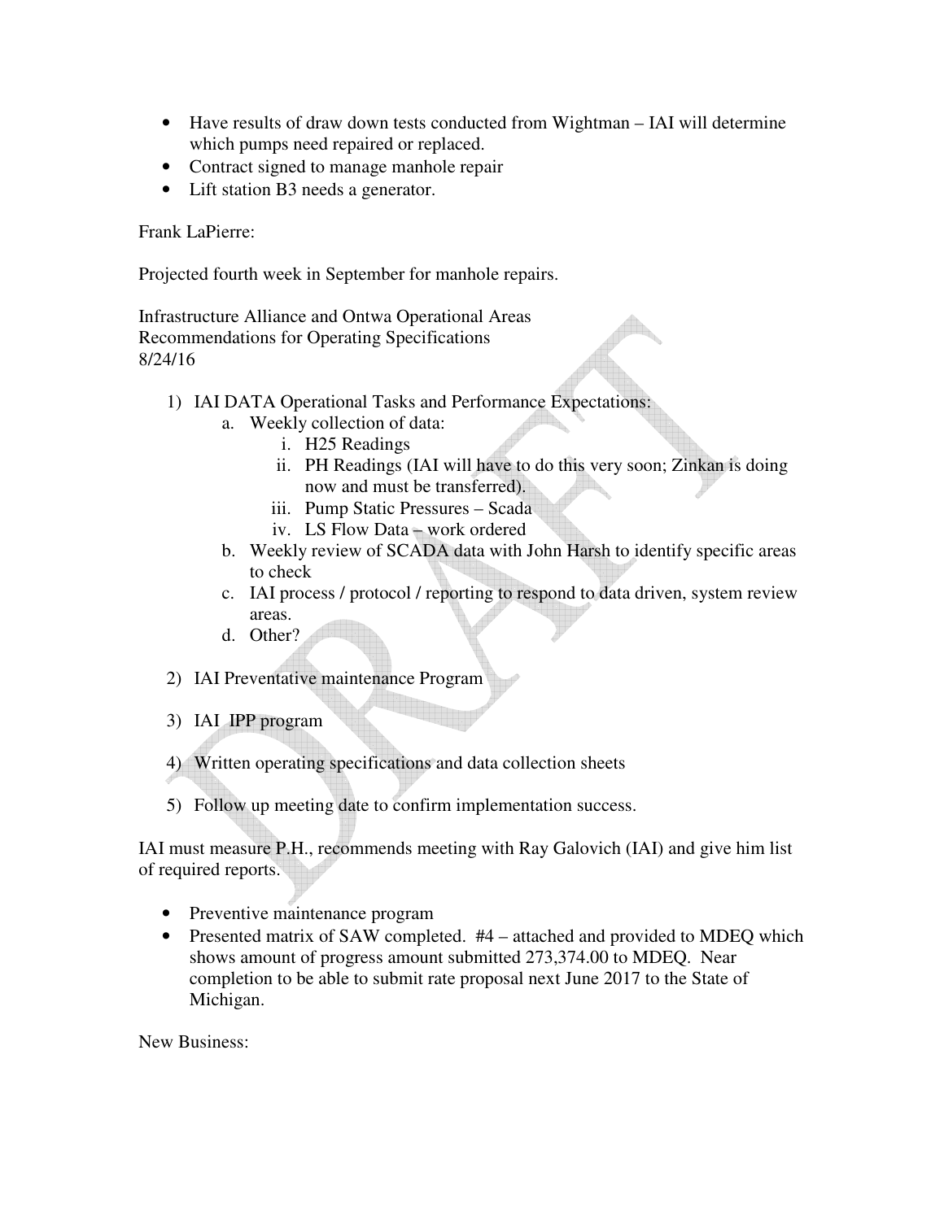- Have results of draw down tests conducted from Wightman – IAI will determine which pumps need repaired or replaced.
- Contract signed to manage manhole repair
- Lift station B3 needs a generator.

Frank LaPierre:

Projected fourth week in September for manhole repairs.

Infrastructure Alliance and Ontwa Operational Areas
Recommendations for Operating Specifications
8/24/16

1) IAI DATA Operational Tasks and Performance Expectations:
    a. Weekly collection of data:
        i. H25 Readings
        ii. PH Readings (IAI will have to do this very soon; Zinkan is doing now and must be transferred).
        iii. Pump Static Pressures – Scada
        iv. LS Flow Data – work ordered
    b. Weekly review of SCADA data with John Harsh to identify specific areas to check
    c. IAI process / protocol / reporting to respond to data driven, system review areas.
    d. Other?

2) IAI Preventative maintenance Program

3) IAI IPP program

4) Written operating specifications and data collection sheets

5) Follow up meeting date to confirm implementation success.

IAI must measure P.H., recommends meeting with Ray Galovich (IAI) and give him list of required reports.

- Preventive maintenance program
- Presented matrix of SAW completed. #4 – attached and provided to MDEQ which shows amount of progress amount submitted 273,374.00 to MDEQ. Near completion to be able to submit rate proposal next June 2017 to the State of Michigan.

New Business: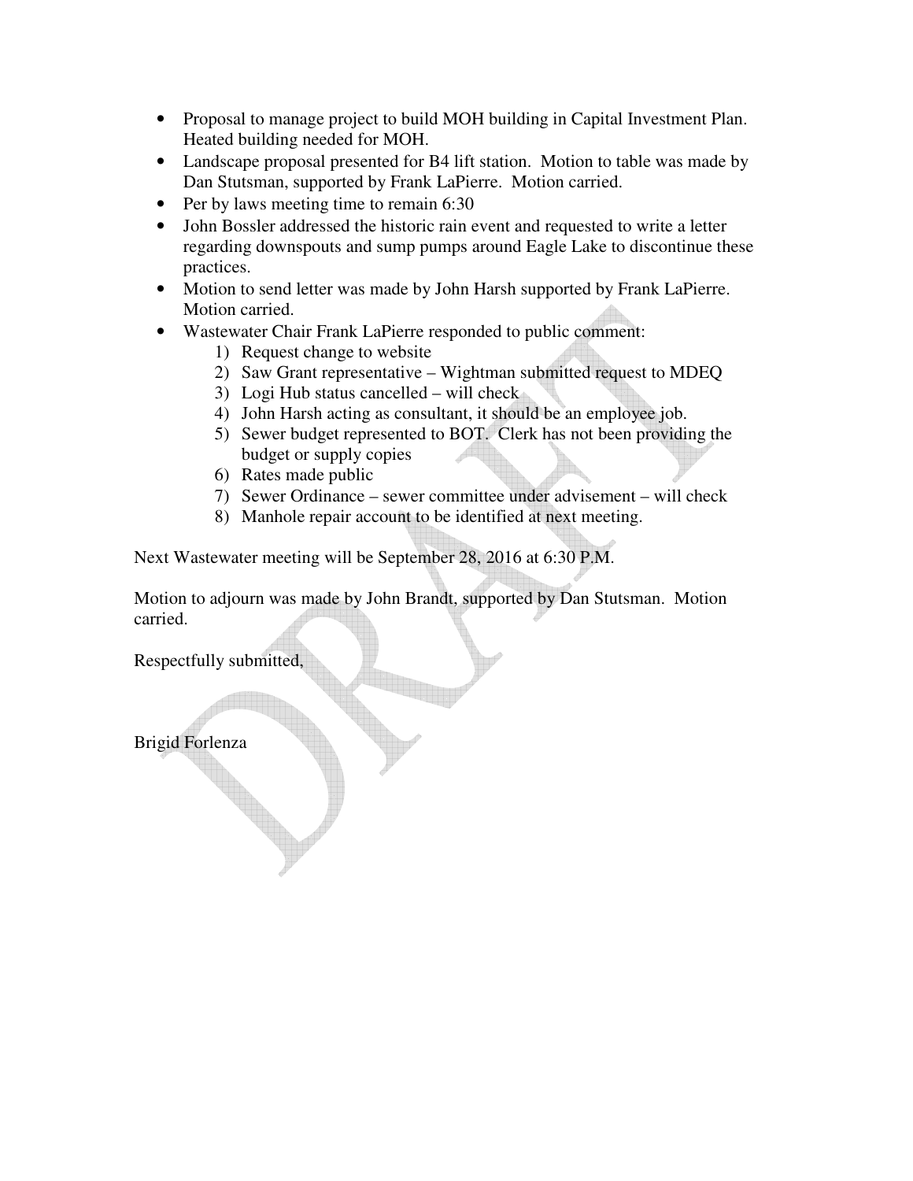- Proposal to manage project to build MOH building in Capital Investment Plan. Heated building needed for MOH.
- Landscape proposal presented for B4 lift station. Motion to table was made by Dan Stutsman, supported by Frank LaPierre. Motion carried.
- Per by laws meeting time to remain 6:30
- John Bossler addressed the historic rain event and requested to write a letter regarding downspouts and sump pumps around Eagle Lake to discontinue these practices.
- Motion to send letter was made by John Harsh supported by Frank LaPierre. Motion carried.
- Wastewater Chair Frank LaPierre responded to public comment:
    1) Request change to website
    2) Saw Grant representative – Wightman submitted request to MDEQ
    3) Logi Hub status cancelled – will check
    4) John Harsh acting as consultant, it should be an employee job.
    5) Sewer budget represented to BOT. Clerk has not been providing the budget or supply copies
    6) Rates made public
    7) Sewer Ordinance – sewer committee under advisement – will check
    8) Manhole repair account to be identified at next meeting.

Next Wastewater meeting will be September 28, 2016 at 6:30 P.M.

Motion to adjourn was made by John Brandt, supported by Dan Stutsman. Motion carried.

Respectfully submitted,

Brigid Forlenza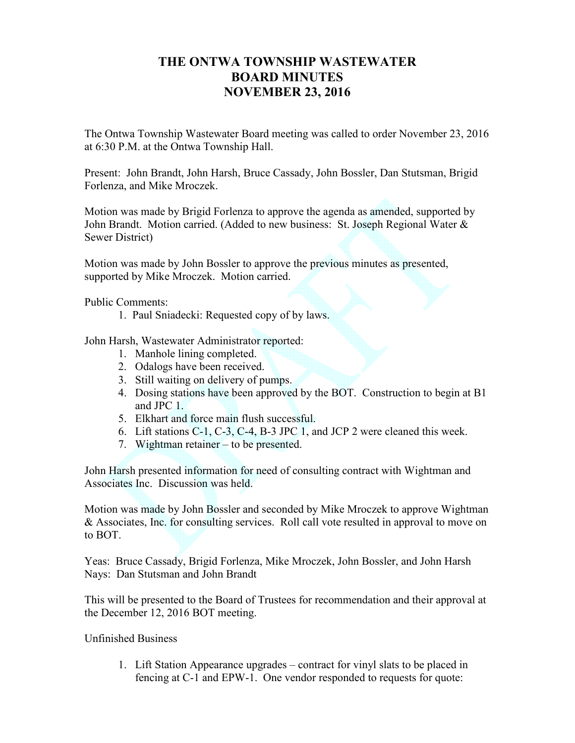# THE ONTWA TOWNSHIP WASTEWATER BOARD MINUTES NOVEMBER 23, 2016

The Ontwa Township Wastewater Board meeting was called to order November 23, 2016 at 6:30 P.M. at the Ontwa Township Hall.

Present: John Brandt, John Harsh, Bruce Cassady, John Bossler, Dan Stutsman, Brigid Forlenza, and Mike Mroczek.

Motion was made by Brigid Forlenza to approve the agenda as amended, supported by John Brandt. Motion carried. (Added to new business: St. Joseph Regional Water & Sewer District)

Motion was made by John Bossler to approve the previous minutes as presented, supported by Mike Mroczek. Motion carried.

Public Comments:

1. Paul Sniadecki: Requested copy of by laws.

John Harsh, Wastewater Administrator reported:

1. Manhole lining completed.
2. Odalogs have been received.
3. Still waiting on delivery of pumps.
4. Dosing stations have been approved by the BOT. Construction to begin at B1 and JPC 1.
5. Elkhart and force main flush successful.
6. Lift stations C-1, C-3, C-4, B-3 JPC 1, and JCP 2 were cleaned this week.
7. Wightman retainer – to be presented.

John Harsh presented information for need of consulting contract with Wightman and Associates Inc. Discussion was held.

Motion was made by John Bossler and seconded by Mike Mroczek to approve Wightman & Associates, Inc. for consulting services. Roll call vote resulted in approval to move on to BOT.

Yeas: Bruce Cassady, Brigid Forlenza, Mike Mroczek, John Bossler, and John Harsh
Nays: Dan Stutsman and John Brandt

This will be presented to the Board of Trustees for recommendation and their approval at the December 12, 2016 BOT meeting.

Unfinished Business

1. Lift Station Appearance upgrades – contract for vinyl slats to be placed in fencing at C-1 and EPW-1. One vendor responded to requests for quote: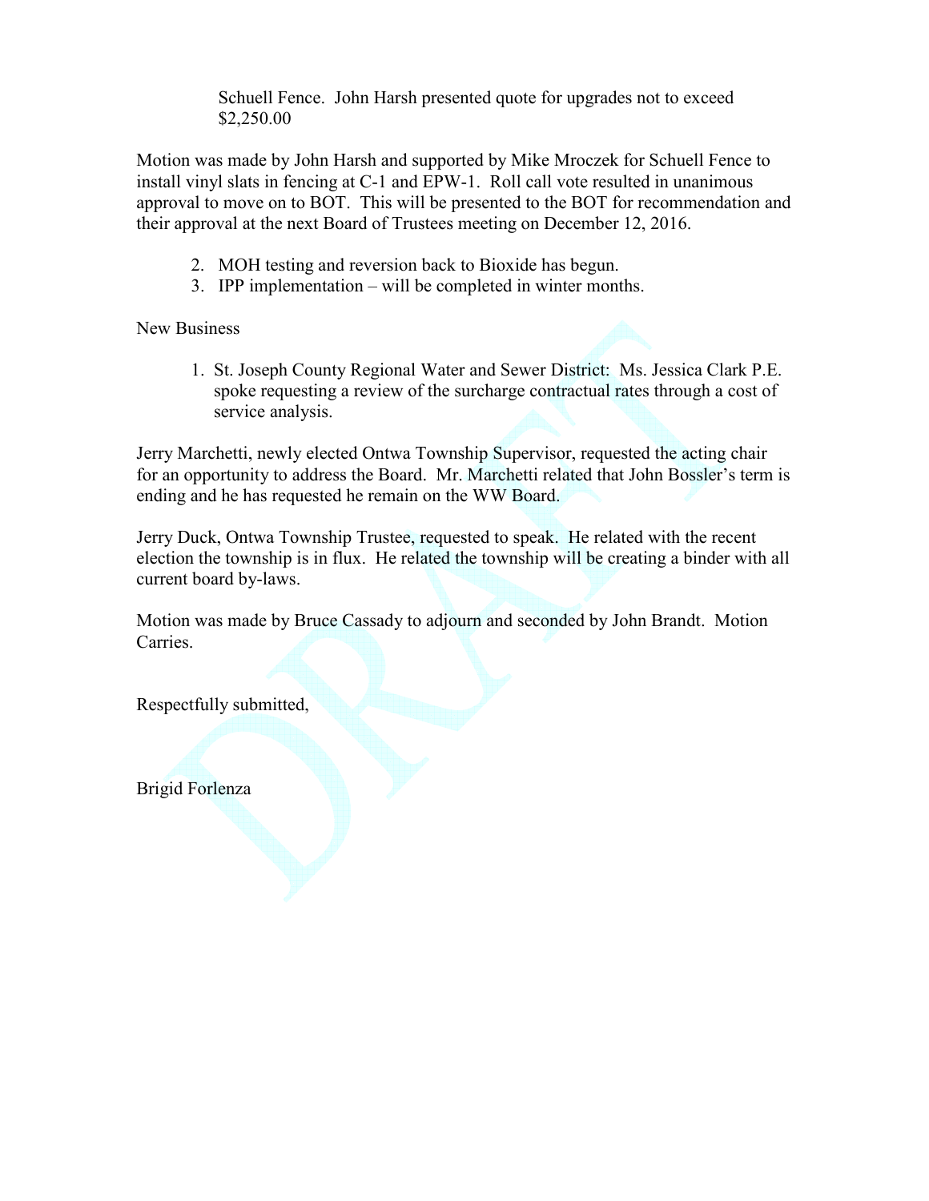Schuell Fence. John Harsh presented quote for upgrades not to exceed $2,250.00

Motion was made by John Harsh and supported by Mike Mroczek for Schuell Fence to install vinyl slats in fencing at C-1 and EPW-1. Roll call vote resulted in unanimous approval to move on to BOT. This will be presented to the BOT for recommendation and their approval at the next Board of Trustees meeting on December 12, 2016.

2. MOH testing and reversion back to Bioxide has begun.
3. IPP implementation – will be completed in winter months.

New Business

1. St. Joseph County Regional Water and Sewer District: Ms. Jessica Clark P.E. spoke requesting a review of the surcharge contractual rates through a cost of service analysis.

Jerry Marchetti, newly elected Ontwa Township Supervisor, requested the acting chair for an opportunity to address the Board. Mr. Marchetti related that John Bossler's term is ending and he has requested he remain on the WW Board.

Jerry Duck, Ontwa Township Trustee, requested to speak. He related with the recent election the township is in flux. He related the township will be creating a binder with all current board by-laws.

Motion was made by Bruce Cassady to adjourn and seconded by John Brandt. Motion Carries.

Respectfully submitted,

Brigid Forlenza